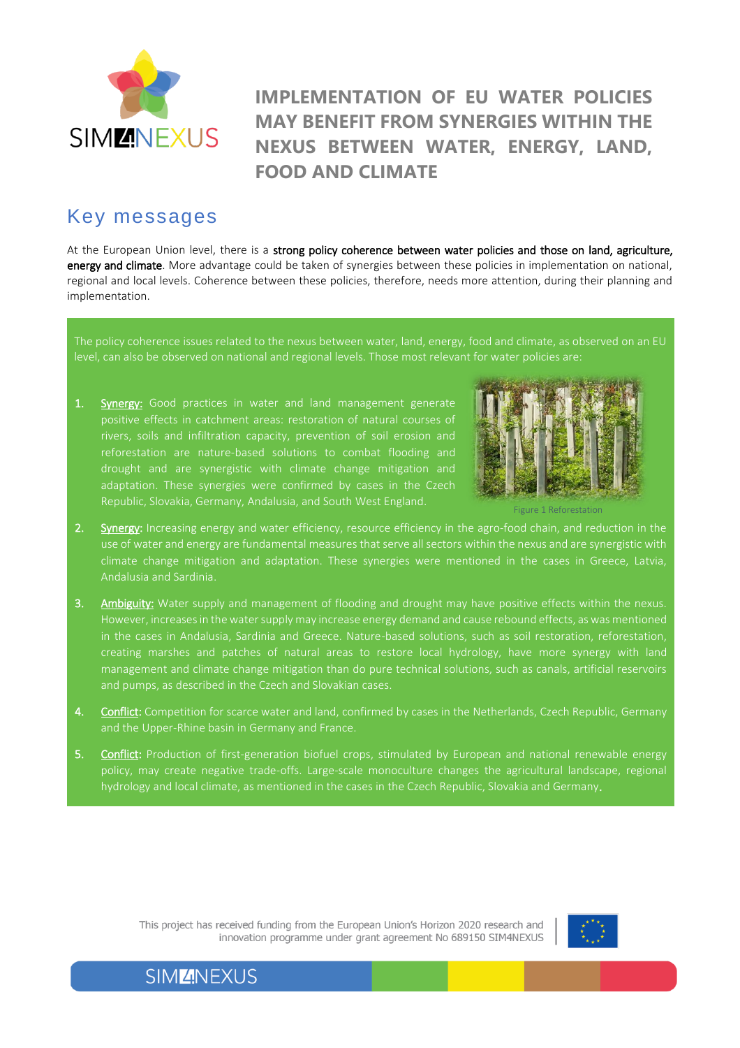# IMPLEMENTATION OF EU WATER POLICIES MAY BENEFIT FROM SYNERGIES WITHIN THE NEXUS BETWEEN WATER, ENERGY, LAND, FOOD AND CLIMATE

## Key messages

At the European Union level, there is a **strong policy coherence between water policies and those on land, agriculture, energy and climate**. More advantage could be taken of synergies between these policies in implementation on national, regional and local levels. Coherence between these policies, therefore, needs more attention, during their planning and implementation.

The policy coherence issues related to the nexus between water, land, energy, food and climate, as observed on an EU level, can also be observed on national and regional levels. Those most relevant for water policies are:

1. Synergy: Good practices in water and land management generate positive effects in catchment areas: restoration of natural courses of rivers, soils and infiltration capacity, prevention of soil erosion and reforestation are nature-based solutions to combat flooding and drought and are synergistic with climate change mitigation and adaptation. These synergies were confirmed by cases in the Czech Republic, Slovakia, Germany, Andalusia, and South West England.

Figure 1 Reforestation

2. Synergy: Increasing energy and water efficiency, resource efficiency in the agro-food chain, and reduction in the use of water and energy are fundamental measures that serve all sectors within the nexus and are synergistic with climate change mitigation and adaptation. These synergies were mentioned in the cases in Greece, Latvia, Andalusia and Sardinia.
3. Ambiguity: Water supply and management of flooding and drought may have positive effects within the nexus. However, increases in the water supply may increase energy demand and cause rebound effects, as was mentioned in the cases in Andalusia, Sardinia and Greece. Nature-based solutions, such as soil restoration, reforestation, creating marshes and patches of natural areas to restore local hydrology, have more synergy with land management and climate change mitigation than do pure technical solutions, such as canals, artificial reservoirs and pumps, as described in the Czech and Slovakian cases.
4. Conflict: Competition for scarce water and land, confirmed by cases in the Netherlands, Czech Republic, Germany and the Upper-Rhine basin in Germany and France.
5. Conflict: Production of first-generation biofuel crops, stimulated by European and national renewable energy policy, may create negative trade-offs. Large-scale monoculture changes the agricultural landscape, regional hydrology and local climate, as mentioned in the cases in the Czech Republic, Slovakia and Germany.

This project has received funding from the European Union's Horizon 2020 research and innovation programme under grant agreement No 689150 SIM4NEXUS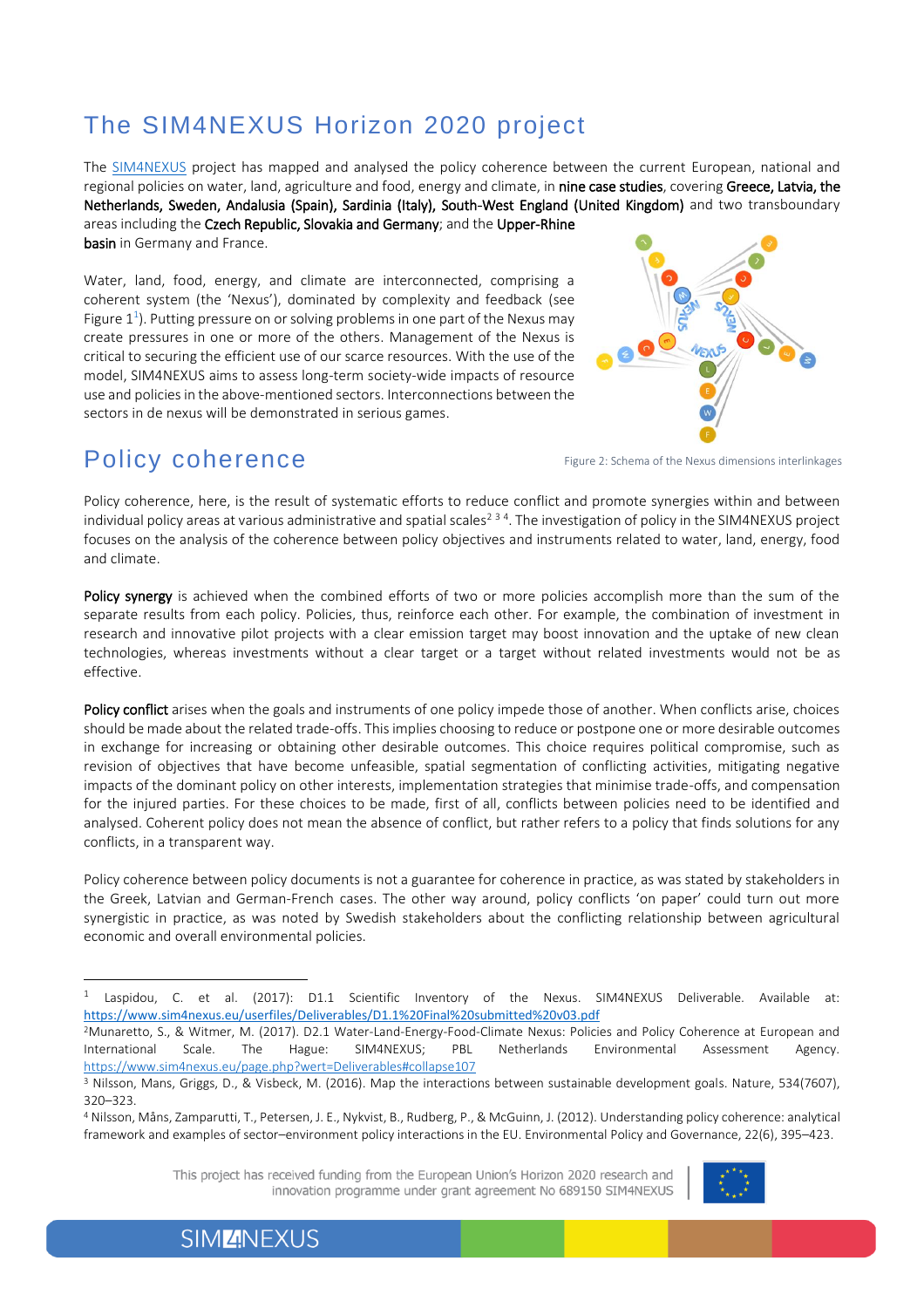# The SIM4NEXUS Horizon 2020 project

The SIM4NEXUS project has mapped and analysed the policy coherence between the current European, national and regional policies on water, land, agriculture and food, energy and climate, in **nine case studies**, covering **Greece, Latvia, the Netherlands, Sweden, Andalusia (Spain), Sardinia (Italy), South-West England (United Kingdom)** and two transboundary areas including the **Czech Republic, Slovakia and Germany**; and the **Upper-Rhine basin** in Germany and France.

Water, land, food, energy, and climate are interconnected, comprising a coherent system (the 'Nexus'), dominated by complexity and feedback (see Figure 1[1]). Putting pressure on or solving problems in one part of the Nexus may create pressures in one or more of the others. Management of the Nexus is critical to securing the efficient use of our scarce resources. With the use of the model, SIM4NEXUS aims to assess long-term society-wide impacts of resource use and policies in the above-mentioned sectors. Interconnections between the sectors in de nexus will be demonstrated in serious games.

Figure 2: Schema of the Nexus dimensions interlinkages

# Policy coherence

Policy coherence, here, is the result of systematic efforts to reduce conflict and promote synergies within and between individual policy areas at various administrative and spatial scales[2 3 4]. The investigation of policy in the SIM4NEXUS project focuses on the analysis of the coherence between policy objectives and instruments related to water, land, energy, food and climate.

**Policy synergy** is achieved when the combined efforts of two or more policies accomplish more than the sum of the separate results from each policy. Policies, thus, reinforce each other. For example, the combination of investment in research and innovative pilot projects with a clear emission target may boost innovation and the uptake of new clean technologies, whereas investments without a clear target or a target without related investments would not be as effective.

**Policy conflict** arises when the goals and instruments of one policy impede those of another. When conflicts arise, choices should be made about the related trade-offs. This implies choosing to reduce or postpone one or more desirable outcomes in exchange for increasing or obtaining other desirable outcomes. This choice requires political compromise, such as revision of objectives that have become unfeasible, spatial segmentation of conflicting activities, mitigating negative impacts of the dominant policy on other interests, implementation strategies that minimise trade-offs, and compensation for the injured parties. For these choices to be made, first of all, conflicts between policies need to be identified and analysed. Coherent policy does not mean the absence of conflict, but rather refers to a policy that finds solutions for any conflicts, in a transparent way.

Policy coherence between policy documents is not a guarantee for coherence in practice, as was stated by stakeholders in the Greek, Latvian and German-French cases. The other way around, policy conflicts 'on paper' could turn out more synergistic in practice, as was noted by Swedish stakeholders about the conflicting relationship between agricultural economic and overall environmental policies.

---

[1] Laspidou, C. et al. (2017): D1.1 Scientific Inventory of the Nexus. SIM4NEXUS Deliverable. Available at: https://www.sim4nexus.eu/userfiles/Deliverables/D1.1%20Final%20submitted%20v03.pdf

[2] Munaretto, S., & Witmer, M. (2017). D2.1 Water-Land-Energy-Food-Climate Nexus: Policies and Policy Coherence at European and International Scale. The Hague: SIM4NEXUS; PBL Netherlands Environmental Assessment Agency. https://www.sim4nexus.eu/page.php?wert=Deliverables#collapse107

[3] Nilsson, Mans, Griggs, D., & Visbeck, M. (2016). Map the interactions between sustainable development goals. Nature, 534(7607), 320–323.

[4] Nilsson, Måns, Zamparutti, T., Petersen, J. E., Nykvist, B., Rudberg, P., & McGuinn, J. (2012). Understanding policy coherence: analytical framework and examples of sector–environment policy interactions in the EU. Environmental Policy and Governance, 22(6), 395–423.

This project has received funding from the European Union's Horizon 2020 research and innovation programme under grant agreement No 689150 SIM4NEXUS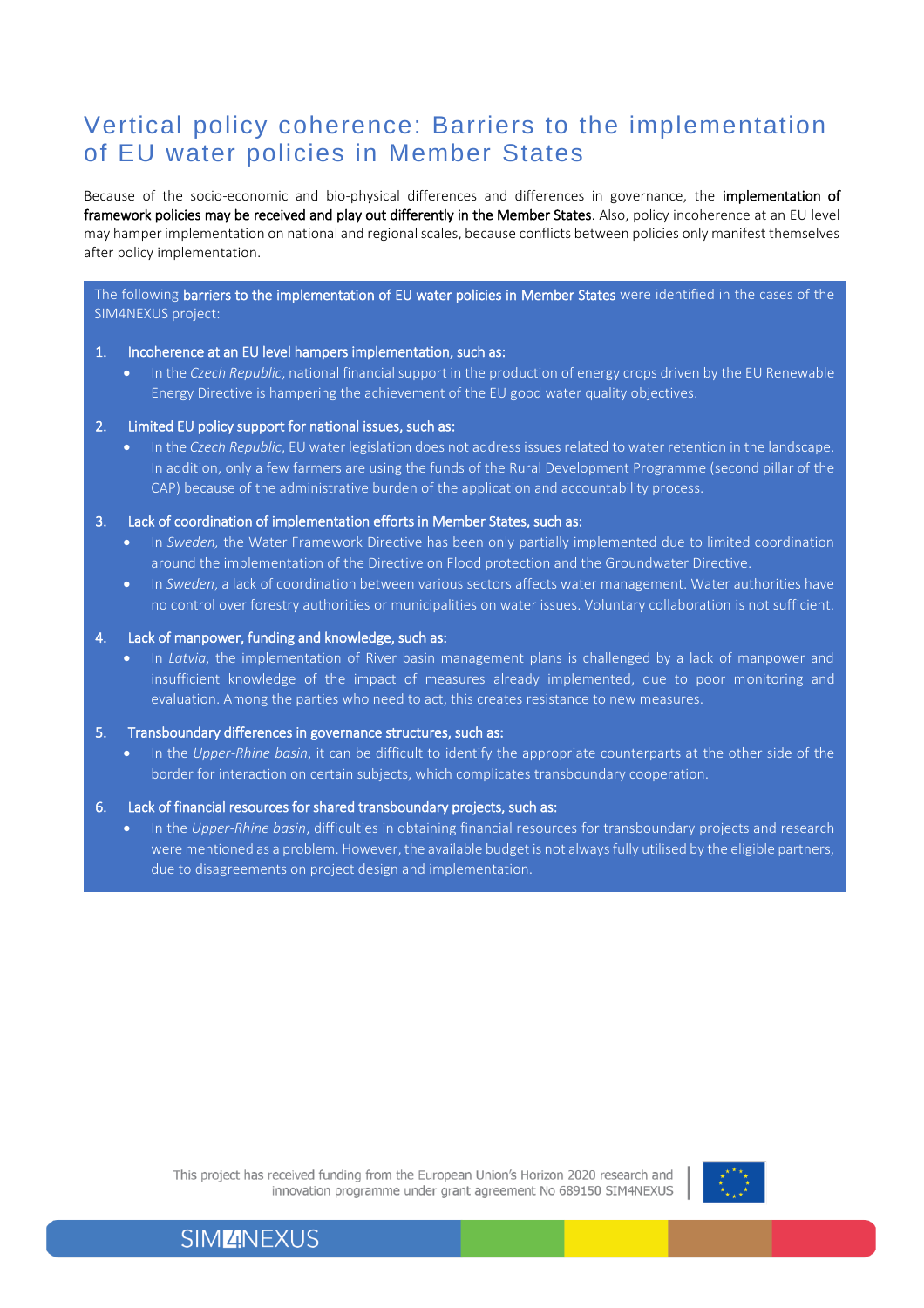# Vertical policy coherence: Barriers to the implementation of EU water policies in Member States

Because of the socio-economic and bio-physical differences and differences in governance, the **implementation of framework policies may be received and play out differently in the Member States**. Also, policy incoherence at an EU level may hamper implementation on national and regional scales, because conflicts between policies only manifest themselves after policy implementation.

The following **barriers to the implementation of EU water policies in Member States** were identified in the cases of the SIM4NEXUS project:

1. **Incoherence at an EU level hampers implementation, such as:**
   - In the *Czech Republic*, national financial support in the production of energy crops driven by the EU Renewable Energy Directive is hampering the achievement of the EU good water quality objectives.
2. **Limited EU policy support for national issues, such as:**
   - In the *Czech Republic*, EU water legislation does not address issues related to water retention in the landscape. In addition, only a few farmers are using the funds of the Rural Development Programme (second pillar of the CAP) because of the administrative burden of the application and accountability process.
3. **Lack of coordination of implementation efforts in Member States, such as:**
   - In *Sweden,* the Water Framework Directive has been only partially implemented due to limited coordination around the implementation of the Directive on Flood protection and the Groundwater Directive.
   - In *Sweden*, a lack of coordination between various sectors affects water management. Water authorities have no control over forestry authorities or municipalities on water issues. Voluntary collaboration is not sufficient.
4. **Lack of manpower, funding and knowledge, such as:**
   - In *Latvia*, the implementation of River basin management plans is challenged by a lack of manpower and insufficient knowledge of the impact of measures already implemented, due to poor monitoring and evaluation. Among the parties who need to act, this creates resistance to new measures.
5. **Transboundary differences in governance structures, such as:**
   - In the *Upper-Rhine basin*, it can be difficult to identify the appropriate counterparts at the other side of the border for interaction on certain subjects, which complicates transboundary cooperation.
6. **Lack of financial resources for shared transboundary projects, such as:**
   - In the *Upper-Rhine basin*, difficulties in obtaining financial resources for transboundary projects and research were mentioned as a problem. However, the available budget is not always fully utilised by the eligible partners, due to disagreements on project design and implementation.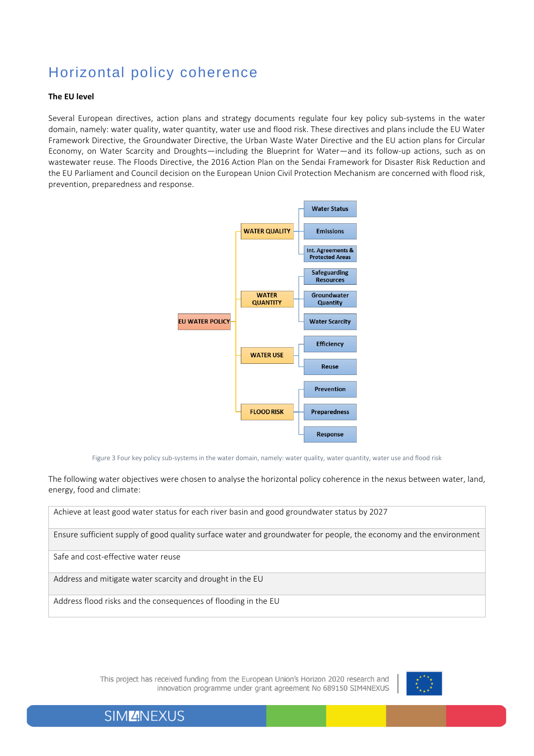# Horizontal policy coherence

**The EU level**

Several European directives, action plans and strategy documents regulate four key policy sub-systems in the water domain, namely: water quality, water quantity, water use and flood risk. These directives and plans include the EU Water Framework Directive, the Groundwater Directive, the Urban Waste Water Directive and the EU action plans for Circular Economy, on Water Scarcity and Droughts—including the Blueprint for Water—and its follow-up actions, such as on wastewater reuse. The Floods Directive, the 2016 Action Plan on the Sendai Framework for Disaster Risk Reduction and the EU Parliament and Council decision on the European Union Civil Protection Mechanism are concerned with flood risk, prevention, preparedness and response.

- EU WATER POLICY
  - WATER QUALITY
    - Water Status
    - Emissions
    - Int. Agreements & Protected Areas
  - WATER QUANTITY
    - Safeguarding Resources
    - Groundwater Quantity
    - Water Scarcity
  - WATER USE
    - Efficiency
    - Reuse
  - FLOOD RISK
    - Prevention
    - Preparedness
    - Response

Figure 3 Four key policy sub-systems in the water domain, namely: water quality, water quantity, water use and flood risk

The following water objectives were chosen to analyse the horizontal policy coherence in the nexus between water, land, energy, food and climate:

| Objectives |
|---|
| Achieve at least good water status for each river basin and good groundwater status by 2027 |
| Ensure sufficient supply of good quality surface water and groundwater for people, the economy and the environment |
| Safe and cost-effective water reuse |
| Address and mitigate water scarcity and drought in the EU |
| Address flood risks and the consequences of flooding in the EU |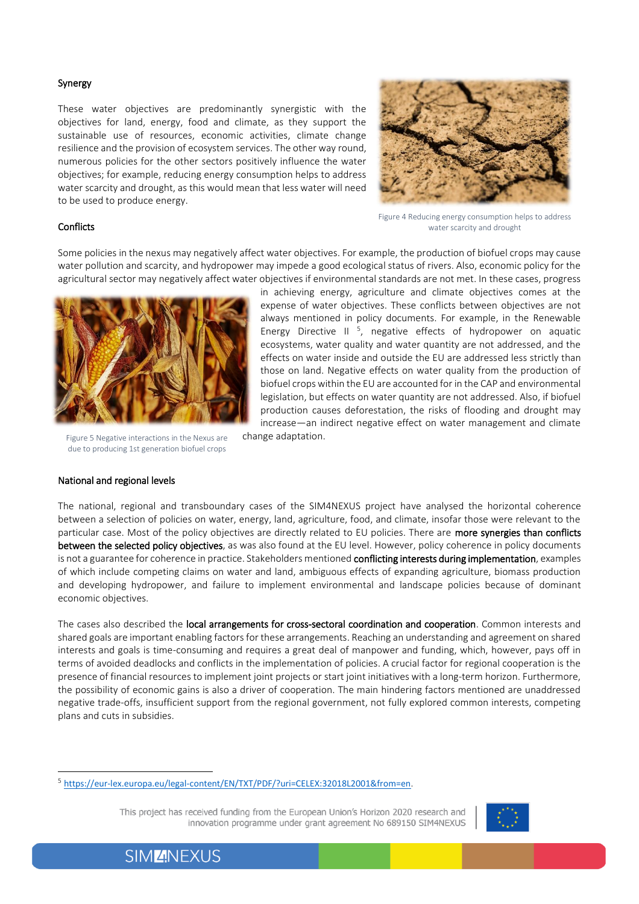## Synergy

These water objectives are predominantly synergistic with the objectives for land, energy, food and climate, as they support the sustainable use of resources, economic activities, climate change resilience and the provision of ecosystem services. The other way round, numerous policies for the other sectors positively influence the water objectives; for example, reducing energy consumption helps to address water scarcity and drought, as this would mean that less water will need to be used to produce energy.

Figure 4 Reducing energy consumption helps to address water scarcity and drought

## Conflicts

Some policies in the nexus may negatively affect water objectives. For example, the production of biofuel crops may cause water pollution and scarcity, and hydropower may impede a good ecological status of rivers. Also, economic policy for the agricultural sector may negatively affect water objectives if environmental standards are not met. In these cases, progress in achieving energy, agriculture and climate objectives comes at the expense of water objectives. These conflicts between objectives are not always mentioned in policy documents. For example, in the Renewable Energy Directive II [5], negative effects of hydropower on aquatic ecosystems, water quality and water quantity are not addressed, and the effects on water inside and outside the EU are addressed less strictly than those on land. Negative effects on water quality from the production of biofuel crops within the EU are accounted for in the CAP and environmental legislation, but effects on water quantity are not addressed. Also, if biofuel production causes deforestation, the risks of flooding and drought may increase—an indirect negative effect on water management and climate change adaptation.

Figure 5 Negative interactions in the Nexus are due to producing 1st generation biofuel crops

## National and regional levels

The national, regional and transboundary cases of the SIM4NEXUS project have analysed the horizontal coherence between a selection of policies on water, energy, land, agriculture, food, and climate, insofar those were relevant to the particular case. Most of the policy objectives are directly related to EU policies. There are **more synergies than conflicts between the selected policy objectives**, as was also found at the EU level. However, policy coherence in policy documents is not a guarantee for coherence in practice. Stakeholders mentioned **conflicting interests during implementation**, examples of which include competing claims on water and land, ambiguous effects of expanding agriculture, biomass production and developing hydropower, and failure to implement environmental and landscape policies because of dominant economic objectives.

The cases also described the **local arrangements for cross-sectoral coordination and cooperation**. Common interests and shared goals are important enabling factors for these arrangements. Reaching an understanding and agreement on shared interests and goals is time-consuming and requires a great deal of manpower and funding, which, however, pays off in terms of avoided deadlocks and conflicts in the implementation of policies. A crucial factor for regional cooperation is the presence of financial resources to implement joint projects or start joint initiatives with a long-term horizon. Furthermore, the possibility of economic gains is also a driver of cooperation. The main hindering factors mentioned are unaddressed negative trade-offs, insufficient support from the regional government, not fully explored common interests, competing plans and cuts in subsidies.

[5] https://eur-lex.europa.eu/legal-content/EN/TXT/PDF/?uri=CELEX:32018L2001&from=en.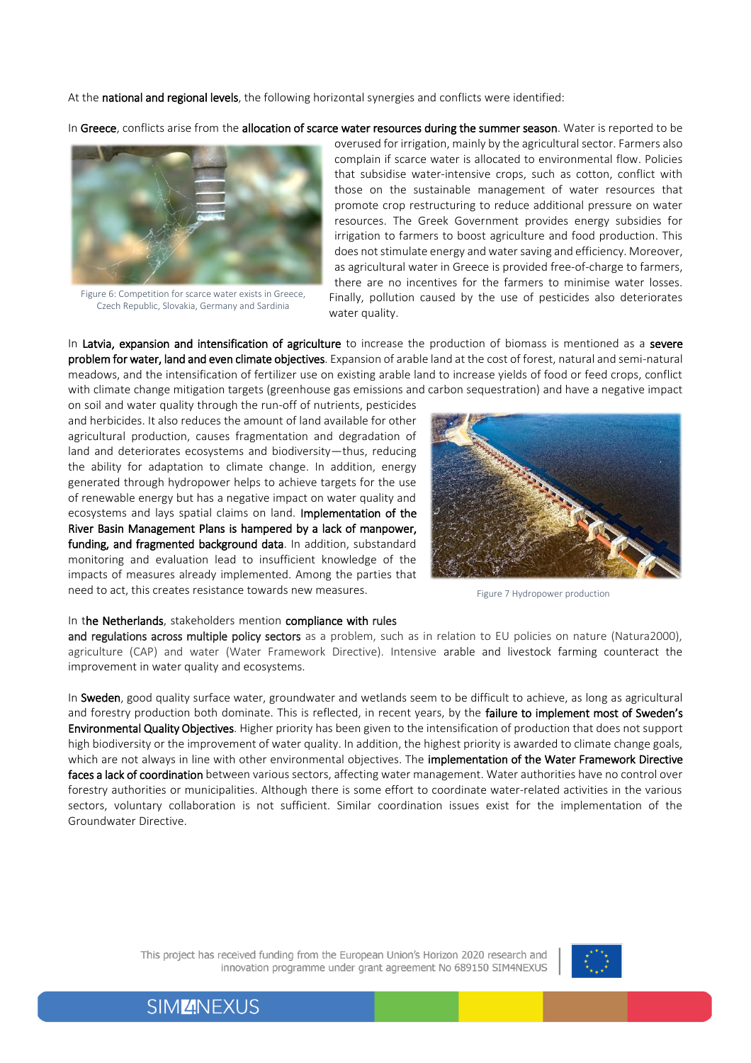At the **national and regional levels**, the following horizontal synergies and conflicts were identified:

In **Greece**, conflicts arise from the **allocation of scarce water resources during the summer season**. Water is reported to be overused for irrigation, mainly by the agricultural sector. Farmers also complain if scarce water is allocated to environmental flow. Policies that subsidise water-intensive crops, such as cotton, conflict with those on the sustainable management of water resources that promote crop restructuring to reduce additional pressure on water resources. The Greek Government provides energy subsidies for irrigation to farmers to boost agriculture and food production. This does not stimulate energy and water saving and efficiency. Moreover, as agricultural water in Greece is provided free-of-charge to farmers, there are no incentives for the farmers to minimise water losses. Finally, pollution caused by the use of pesticides also deteriorates water quality.

Figure 6: Competition for scarce water exists in Greece, Czech Republic, Slovakia, Germany and Sardinia

In **Latvia, expansion and intensification of agriculture** to increase the production of biomass is mentioned as a **severe problem for water, land and even climate objectives**. Expansion of arable land at the cost of forest, natural and semi-natural meadows, and the intensification of fertilizer use on existing arable land to increase yields of food or feed crops, conflict with climate change mitigation targets (greenhouse gas emissions and carbon sequestration) and have a negative impact on soil and water quality through the run-off of nutrients, pesticides and herbicides. It also reduces the amount of land available for other agricultural production, causes fragmentation and degradation of land and deteriorates ecosystems and biodiversity—thus, reducing the ability for adaptation to climate change. In addition, energy generated through hydropower helps to achieve targets for the use of renewable energy but has a negative impact on water quality and ecosystems and lays spatial claims on land. **Implementation of the River Basin Management Plans is hampered by a lack of manpower, funding, and fragmented background data**. In addition, substandard monitoring and evaluation lead to insufficient knowledge of the impacts of measures already implemented. Among the parties that need to act, this creates resistance towards new measures.

Figure 7 Hydropower production

In t**he Netherlands**, stakeholders mention **compliance with rules and regulations across multiple policy sectors** as a problem, such as in relation to EU policies on nature (Natura2000), agriculture (CAP) and water (Water Framework Directive). Intensive arable and livestock farming counteract the improvement in water quality and ecosystems.

In **Sweden**, good quality surface water, groundwater and wetlands seem to be difficult to achieve, as long as agricultural and forestry production both dominate. This is reflected, in recent years, by the **failure to implement most of Sweden's Environmental Quality Objectives**. Higher priority has been given to the intensification of production that does not support high biodiversity or the improvement of water quality. In addition, the highest priority is awarded to climate change goals, which are not always in line with other environmental objectives. The **implementation of the Water Framework Directive faces a lack of coordination** between various sectors, affecting water management. Water authorities have no control over forestry authorities or municipalities. Although there is some effort to coordinate water-related activities in the various sectors, voluntary collaboration is not sufficient. Similar coordination issues exist for the implementation of the Groundwater Directive.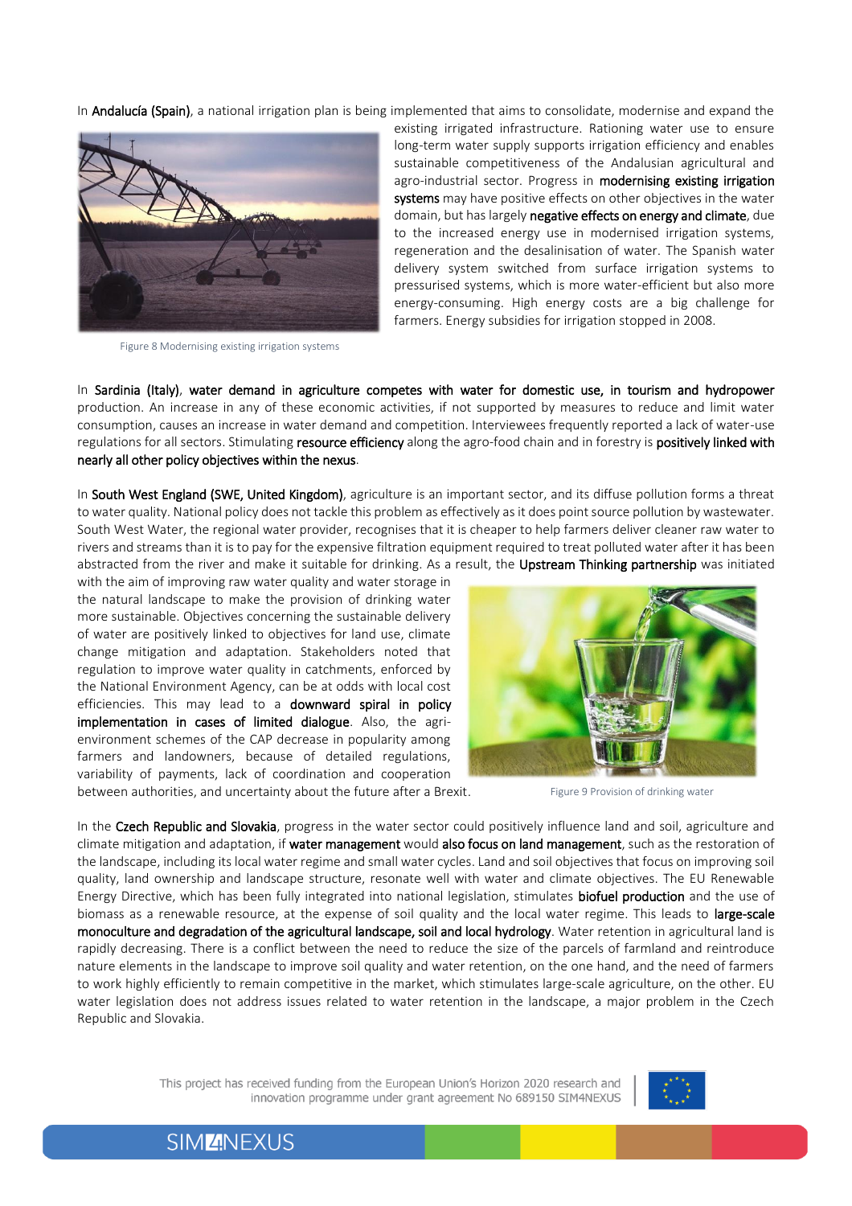In **Andalucía (Spain)**, a national irrigation plan is being implemented that aims to consolidate, modernise and expand the existing irrigated infrastructure. Rationing water use to ensure long-term water supply supports irrigation efficiency and enables sustainable competitiveness of the Andalusian agricultural and agro-industrial sector. Progress in **modernising existing irrigation systems** may have positive effects on other objectives in the water domain, but has largely **negative effects on energy and climate**, due to the increased energy use in modernised irrigation systems, regeneration and the desalinisation of water. The Spanish water delivery system switched from surface irrigation systems to pressurised systems, which is more water-efficient but also more energy-consuming. High energy costs are a big challenge for farmers. Energy subsidies for irrigation stopped in 2008.

Figure 8 Modernising existing irrigation systems

In **Sardinia (Italy)**, **water demand in agriculture competes with water for domestic use, in tourism and hydropower** production. An increase in any of these economic activities, if not supported by measures to reduce and limit water consumption, causes an increase in water demand and competition. Interviewees frequently reported a lack of water-use regulations for all sectors. Stimulating **resource efficiency** along the agro-food chain and in forestry is **positively linked with nearly all other policy objectives within the nexus**.

In **South West England (SWE, United Kingdom)**, agriculture is an important sector, and its diffuse pollution forms a threat to water quality. National policy does not tackle this problem as effectively as it does point source pollution by wastewater. South West Water, the regional water provider, recognises that it is cheaper to help farmers deliver cleaner raw water to rivers and streams than it is to pay for the expensive filtration equipment required to treat polluted water after it has been abstracted from the river and make it suitable for drinking. As a result, the **Upstream Thinking partnership** was initiated with the aim of improving raw water quality and water storage in the natural landscape to make the provision of drinking water more sustainable. Objectives concerning the sustainable delivery of water are positively linked to objectives for land use, climate change mitigation and adaptation. Stakeholders noted that regulation to improve water quality in catchments, enforced by the National Environment Agency, can be at odds with local cost efficiencies. This may lead to a **downward spiral in policy implementation in cases of limited dialogue**. Also, the agri-environment schemes of the CAP decrease in popularity among farmers and landowners, because of detailed regulations, variability of payments, lack of coordination and cooperation between authorities, and uncertainty about the future after a Brexit.

Figure 9 Provision of drinking water

In the **Czech Republic and Slovakia**, progress in the water sector could positively influence land and soil, agriculture and climate mitigation and adaptation, if **water management** would **also focus on land management**, such as the restoration of the landscape, including its local water regime and small water cycles. Land and soil objectives that focus on improving soil quality, land ownership and landscape structure, resonate well with water and climate objectives. The EU Renewable Energy Directive, which has been fully integrated into national legislation, stimulates **biofuel production** and the use of biomass as a renewable resource, at the expense of soil quality and the local water regime. This leads to **large-scale monoculture and degradation of the agricultural landscape, soil and local hydrology**. Water retention in agricultural land is rapidly decreasing. There is a conflict between the need to reduce the size of the parcels of farmland and reintroduce nature elements in the landscape to improve soil quality and water retention, on the one hand, and the need of farmers to work highly efficiently to remain competitive in the market, which stimulates large-scale agriculture, on the other. EU water legislation does not address issues related to water retention in the landscape, a major problem in the Czech Republic and Slovakia.

This project has received funding from the European Union's Horizon 2020 research and innovation programme under grant agreement No 689150 SIM4NEXUS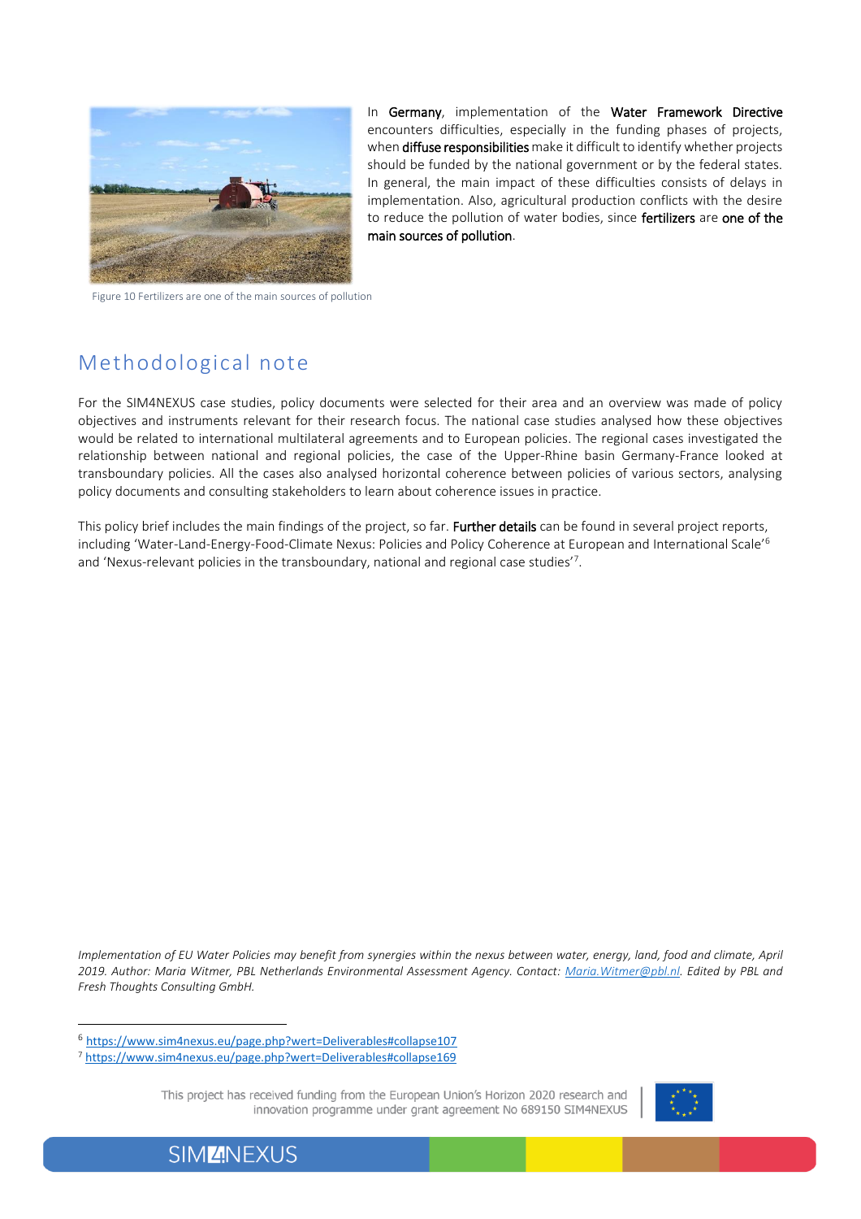In **Germany**, implementation of the **Water Framework Directive** encounters difficulties, especially in the funding phases of projects, when **diffuse responsibilities** make it difficult to identify whether projects should be funded by the national government or by the federal states. In general, the main impact of these difficulties consists of delays in implementation. Also, agricultural production conflicts with the desire to reduce the pollution of water bodies, since **fertilizers** are **one of the main sources of pollution**.

Figure 10 Fertilizers are one of the main sources of pollution

## Methodological note

For the SIM4NEXUS case studies, policy documents were selected for their area and an overview was made of policy objectives and instruments relevant for their research focus. The national case studies analysed how these objectives would be related to international multilateral agreements and to European policies. The regional cases investigated the relationship between national and regional policies, the case of the Upper-Rhine basin Germany-France looked at transboundary policies. All the cases also analysed horizontal coherence between policies of various sectors, analysing policy documents and consulting stakeholders to learn about coherence issues in practice.

This policy brief includes the main findings of the project, so far. **Further details** can be found in several project reports, including 'Water-Land-Energy-Food-Climate Nexus: Policies and Policy Coherence at European and International Scale'[6] and 'Nexus-relevant policies in the transboundary, national and regional case studies'[7].

*Implementation of EU Water Policies may benefit from synergies within the nexus between water, energy, land, food and climate, April 2019. Author: Maria Witmer, PBL Netherlands Environmental Assessment Agency. Contact: Maria.Witmer@pbl.nl. Edited by PBL and Fresh Thoughts Consulting GmbH.*

[6] https://www.sim4nexus.eu/page.php?wert=Deliverables#collapse107

[7] https://www.sim4nexus.eu/page.php?wert=Deliverables#collapse169

This project has received funding from the European Union's Horizon 2020 research and innovation programme under grant agreement No 689150 SIM4NEXUS